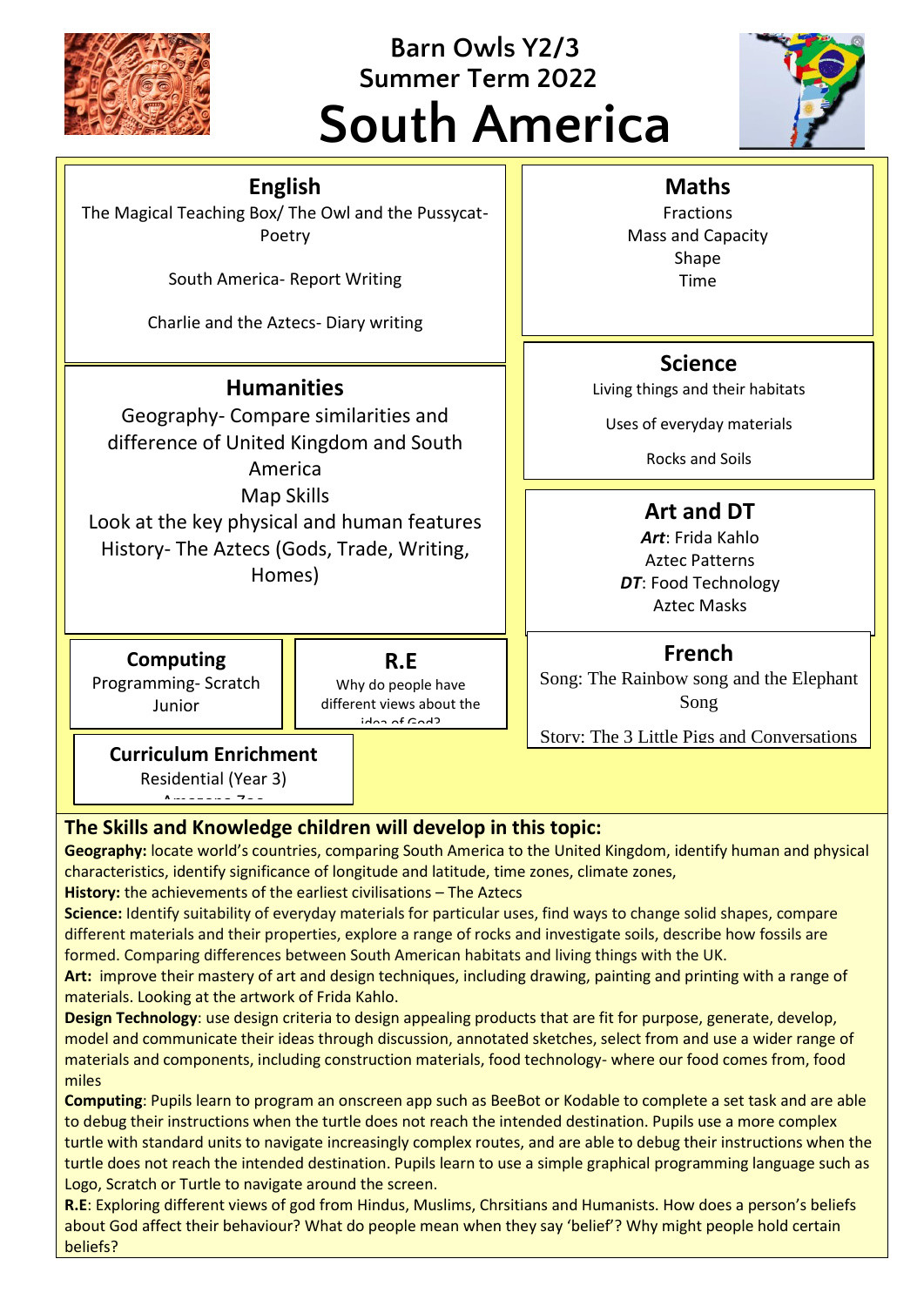# Barn Owls Y2/3
## Summer Term 2022
# South America

## English
The Magical Teaching Box/ The Owl and the Pussycat- Poetry

South America- Report Writing

Charlie and the Aztecs- Diary writing

## Maths
Fractions
Mass and Capacity
Shape
Time

## Humanities
Geography- Compare similarities and difference of United Kingdom and South America
Map Skills
Look at the key physical and human features
History- The Aztecs (Gods, Trade, Writing, Homes)

## Science
Living things and their habitats

Uses of everyday materials

Rocks and Soils

## Art and DT
***Art***: Frida Kahlo
Aztec Patterns
***DT***: Food Technology
Aztec Masks

## Computing
Programming- Scratch Junior

## R.E
Why do people have different views about the idea of God?

## French
Song: The Rainbow song and the Elephant Song

Story: The 3 Little Pigs and Conversations

## Curriculum Enrichment
Residential (Year 3)
Amazona Zoo

## The Skills and Knowledge children will develop in this topic:

**Geography:** locate world's countries, comparing South America to the United Kingdom, identify human and physical characteristics, identify significance of longitude and latitude, time zones, climate zones,

**History:** the achievements of the earliest civilisations – The Aztecs

**Science:** Identify suitability of everyday materials for particular uses, find ways to change solid shapes, compare different materials and their properties, explore a range of rocks and investigate soils, describe how fossils are formed. Comparing differences between South American habitats and living things with the UK.

**Art:** improve their mastery of art and design techniques, including drawing, painting and printing with a range of materials. Looking at the artwork of Frida Kahlo.

**Design Technology**: use design criteria to design appealing products that are fit for purpose, generate, develop, model and communicate their ideas through discussion, annotated sketches, select from and use a wider range of materials and components, including construction materials, food technology- where our food comes from, food miles

**Computing**: Pupils learn to program an onscreen app such as BeeBot or Kodable to complete a set task and are able to debug their instructions when the turtle does not reach the intended destination. Pupils use a more complex turtle with standard units to navigate increasingly complex routes, and are able to debug their instructions when the turtle does not reach the intended destination. Pupils learn to use a simple graphical programming language such as Logo, Scratch or Turtle to navigate around the screen.

**R.E**: Exploring different views of god from Hindus, Muslims, Chrsitians and Humanists. How does a person's beliefs about God affect their behaviour? What do people mean when they say 'belief'? Why might people hold certain beliefs?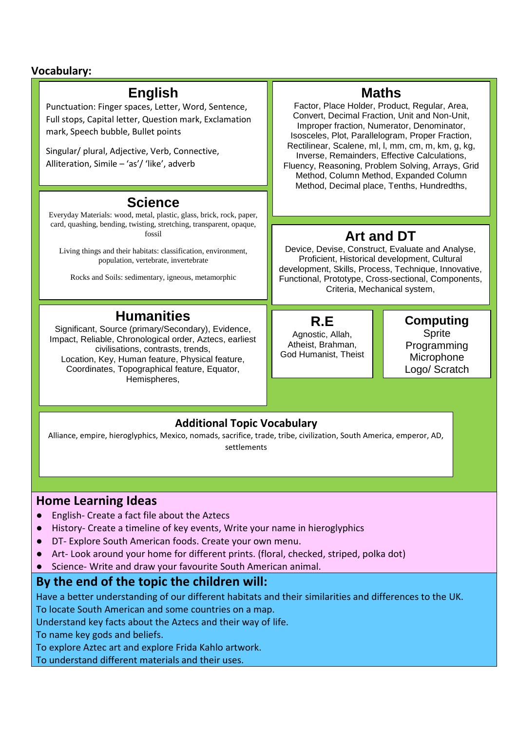**Vocabulary:**

## English

Punctuation: Finger spaces, Letter, Word, Sentence, Full stops, Capital letter, Question mark, Exclamation mark, Speech bubble, Bullet points

Singular/ plural, Adjective, Verb, Connective, Alliteration, Simile – 'as'/ 'like', adverb

## Maths

Factor, Place Holder, Product, Regular, Area, Convert, Decimal Fraction, Unit and Non-Unit, Improper fraction, Numerator, Denominator, Isosceles, Plot, Parallelogram, Proper Fraction, Rectilinear, Scalene, ml, l, mm, cm, m, km, g, kg, Inverse, Remainders, Effective Calculations, Fluency, Reasoning, Problem Solving, Arrays, Grid Method, Column Method, Expanded Column Method, Decimal place, Tenths, Hundredths,

## Science

Everyday Materials: wood, metal, plastic, glass, brick, rock, paper, card, quashing, bending, twisting, stretching, transparent, opaque, fossil

Living things and their habitats: classification, environment, population, vertebrate, invertebrate

Rocks and Soils: sedimentary, igneous, metamorphic

## Art and DT

Device, Devise, Construct, Evaluate and Analyse, Proficient, Historical development, Cultural development, Skills, Process, Technique, Innovative, Functional, Prototype, Cross-sectional, Components, Criteria, Mechanical system,

## Humanities

Significant, Source (primary/Secondary), Evidence, Impact, Reliable, Chronological order, Aztecs, earliest civilisations, contrasts, trends,
Location, Key, Human feature, Physical feature, Coordinates, Topographical feature, Equator, Hemispheres,

## R.E

Agnostic, Allah, Atheist, Brahman, God Humanist, Theist

## Computing

Sprite
Programming
Microphone
Logo/ Scratch

## Additional Topic Vocabulary

Alliance, empire, hieroglyphics, Mexico, nomads, sacrifice, trade, tribe, civilization, South America, emperor, AD, settlements

## Home Learning Ideas

- English- Create a fact file about the Aztecs
- History- Create a timeline of key events, Write your name in hieroglyphics
- DT- Explore South American foods. Create your own menu.
- Art- Look around your home for different prints. (floral, checked, striped, polka dot)
- Science- Write and draw your favourite South American animal.

## By the end of the topic the children will:

Have a better understanding of our different habitats and their similarities and differences to the UK.
To locate South American and some countries on a map.
Understand key facts about the Aztecs and their way of life.
To name key gods and beliefs.
To explore Aztec art and explore Frida Kahlo artwork.
To understand different materials and their uses.